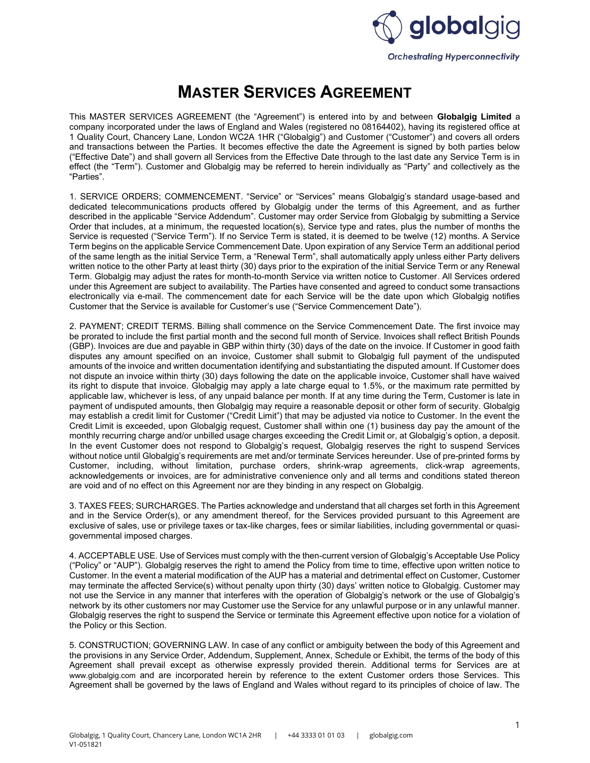# MASTER SERVICES AGREEMENT

This MASTER SERVICES AGREEMENT (the "Agreement") is entered into by and between **Globalgig Limited** a company incorporated under the laws of England and Wales (registered no 08164402), having its registered office at 1 Quality Court, Chancery Lane, London WC2A 1HR ("Globalgig") and Customer ("Customer") and covers all orders and transactions between the Parties. It becomes effective the date the Agreement is signed by both parties below ("Effective Date") and shall govern all Services from the Effective Date through to the last date any Service Term is in effect (the "Term"). Customer and Globalgig may be referred to herein individually as "Party" and collectively as the "Parties".

1. SERVICE ORDERS; COMMENCEMENT. "Service" or "Services" means Globalgig's standard usage-based and dedicated telecommunications products offered by Globalgig under the terms of this Agreement, and as further described in the applicable "Service Addendum". Customer may order Service from Globalgig by submitting a Service Order that includes, at a minimum, the requested location(s), Service type and rates, plus the number of months the Service is requested ("Service Term"). If no Service Term is stated, it is deemed to be twelve (12) months. A Service Term begins on the applicable Service Commencement Date. Upon expiration of any Service Term an additional period of the same length as the initial Service Term, a "Renewal Term", shall automatically apply unless either Party delivers written notice to the other Party at least thirty (30) days prior to the expiration of the initial Service Term or any Renewal Term. Globalgig may adjust the rates for month-to-month Service via written notice to Customer. All Services ordered under this Agreement are subject to availability. The Parties have consented and agreed to conduct some transactions electronically via e-mail. The commencement date for each Service will be the date upon which Globalgig notifies Customer that the Service is available for Customer's use ("Service Commencement Date").

2. PAYMENT; CREDIT TERMS. Billing shall commence on the Service Commencement Date. The first invoice may be prorated to include the first partial month and the second full month of Service. Invoices shall reflect British Pounds (GBP). Invoices are due and payable in GBP within thirty (30) days of the date on the invoice. If Customer in good faith disputes any amount specified on an invoice, Customer shall submit to Globalgig full payment of the undisputed amounts of the invoice and written documentation identifying and substantiating the disputed amount. If Customer does not dispute an invoice within thirty (30) days following the date on the applicable invoice, Customer shall have waived its right to dispute that invoice. Globalgig may apply a late charge equal to 1.5%, or the maximum rate permitted by applicable law, whichever is less, of any unpaid balance per month. If at any time during the Term, Customer is late in payment of undisputed amounts, then Globalgig may require a reasonable deposit or other form of security. Globalgig may establish a credit limit for Customer ("Credit Limit") that may be adjusted via notice to Customer. In the event the Credit Limit is exceeded, upon Globalgig request, Customer shall within one (1) business day pay the amount of the monthly recurring charge and/or unbilled usage charges exceeding the Credit Limit or, at Globalgig's option, a deposit. In the event Customer does not respond to Globalgig's request, Globalgig reserves the right to suspend Services without notice until Globalgig's requirements are met and/or terminate Services hereunder. Use of pre-printed forms by Customer, including, without limitation, purchase orders, shrink-wrap agreements, click-wrap agreements, acknowledgements or invoices, are for administrative convenience only and all terms and conditions stated thereon are void and of no effect on this Agreement nor are they binding in any respect on Globalgig.

3. TAXES FEES; SURCHARGES. The Parties acknowledge and understand that all charges set forth in this Agreement and in the Service Order(s), or any amendment thereof, for the Services provided pursuant to this Agreement are exclusive of sales, use or privilege taxes or tax-like charges, fees or similar liabilities, including governmental or quasi-governmental imposed charges.

4. ACCEPTABLE USE. Use of Services must comply with the then-current version of Globalgig's Acceptable Use Policy ("Policy" or "AUP"). Globalgig reserves the right to amend the Policy from time to time, effective upon written notice to Customer. In the event a material modification of the AUP has a material and detrimental effect on Customer, Customer may terminate the affected Service(s) without penalty upon thirty (30) days' written notice to Globalgig. Customer may not use the Service in any manner that interferes with the operation of Globalgig's network or the use of Globalgig's network by its other customers nor may Customer use the Service for any unlawful purpose or in any unlawful manner. Globalgig reserves the right to suspend the Service or terminate this Agreement effective upon notice for a violation of the Policy or this Section.

5. CONSTRUCTION; GOVERNING LAW. In case of any conflict or ambiguity between the body of this Agreement and the provisions in any Service Order, Addendum, Supplement, Annex, Schedule or Exhibit, the terms of the body of this Agreement shall prevail except as otherwise expressly provided therein. Additional terms for Services are at www.globalgig.com and are incorporated herein by reference to the extent Customer orders those Services. This Agreement shall be governed by the laws of England and Wales without regard to its principles of choice of law. The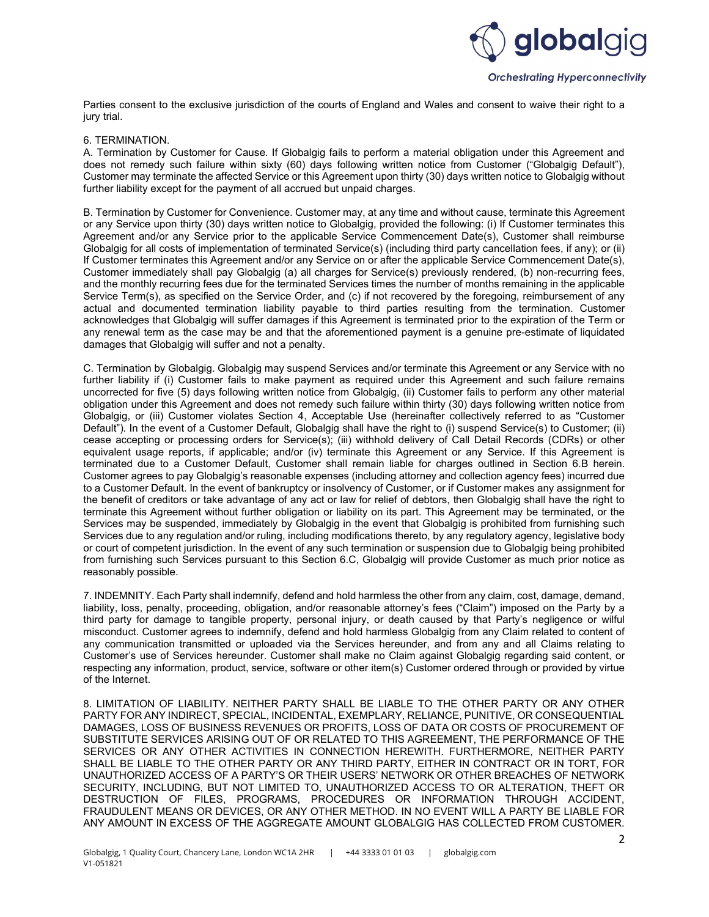Parties consent to the exclusive jurisdiction of the courts of England and Wales and consent to waive their right to a jury trial.

6. TERMINATION.

A. Termination by Customer for Cause. If Globalgig fails to perform a material obligation under this Agreement and does not remedy such failure within sixty (60) days following written notice from Customer ("Globalgig Default"), Customer may terminate the affected Service or this Agreement upon thirty (30) days written notice to Globalgig without further liability except for the payment of all accrued but unpaid charges.

B. Termination by Customer for Convenience. Customer may, at any time and without cause, terminate this Agreement or any Service upon thirty (30) days written notice to Globalgig, provided the following: (i) If Customer terminates this Agreement and/or any Service prior to the applicable Service Commencement Date(s), Customer shall reimburse Globalgig for all costs of implementation of terminated Service(s) (including third party cancellation fees, if any); or (ii) If Customer terminates this Agreement and/or any Service on or after the applicable Service Commencement Date(s), Customer immediately shall pay Globalgig (a) all charges for Service(s) previously rendered, (b) non-recurring fees, and the monthly recurring fees due for the terminated Services times the number of months remaining in the applicable Service Term(s), as specified on the Service Order, and (c) if not recovered by the foregoing, reimbursement of any actual and documented termination liability payable to third parties resulting from the termination. Customer acknowledges that Globalgig will suffer damages if this Agreement is terminated prior to the expiration of the Term or any renewal term as the case may be and that the aforementioned payment is a genuine pre-estimate of liquidated damages that Globalgig will suffer and not a penalty.

C. Termination by Globalgig. Globalgig may suspend Services and/or terminate this Agreement or any Service with no further liability if (i) Customer fails to make payment as required under this Agreement and such failure remains uncorrected for five (5) days following written notice from Globalgig, (ii) Customer fails to perform any other material obligation under this Agreement and does not remedy such failure within thirty (30) days following written notice from Globalgig, or (iii) Customer violates Section 4, Acceptable Use (hereinafter collectively referred to as "Customer Default"). In the event of a Customer Default, Globalgig shall have the right to (i) suspend Service(s) to Customer; (ii) cease accepting or processing orders for Service(s); (iii) withhold delivery of Call Detail Records (CDRs) or other equivalent usage reports, if applicable; and/or (iv) terminate this Agreement or any Service. If this Agreement is terminated due to a Customer Default, Customer shall remain liable for charges outlined in Section 6.B herein. Customer agrees to pay Globalgig's reasonable expenses (including attorney and collection agency fees) incurred due to a Customer Default. In the event of bankruptcy or insolvency of Customer, or if Customer makes any assignment for the benefit of creditors or take advantage of any act or law for relief of debtors, then Globalgig shall have the right to terminate this Agreement without further obligation or liability on its part. This Agreement may be terminated, or the Services may be suspended, immediately by Globalgig in the event that Globalgig is prohibited from furnishing such Services due to any regulation and/or ruling, including modifications thereto, by any regulatory agency, legislative body or court of competent jurisdiction. In the event of any such termination or suspension due to Globalgig being prohibited from furnishing such Services pursuant to this Section 6.C, Globalgig will provide Customer as much prior notice as reasonably possible.

7. INDEMNITY. Each Party shall indemnify, defend and hold harmless the other from any claim, cost, damage, demand, liability, loss, penalty, proceeding, obligation, and/or reasonable attorney's fees ("Claim") imposed on the Party by a third party for damage to tangible property, personal injury, or death caused by that Party's negligence or wilful misconduct. Customer agrees to indemnify, defend and hold harmless Globalgig from any Claim related to content of any communication transmitted or uploaded via the Services hereunder, and from any and all Claims relating to Customer's use of Services hereunder. Customer shall make no Claim against Globalgig regarding said content, or respecting any information, product, service, software or other item(s) Customer ordered through or provided by virtue of the Internet.

8. LIMITATION OF LIABILITY. NEITHER PARTY SHALL BE LIABLE TO THE OTHER PARTY OR ANY OTHER PARTY FOR ANY INDIRECT, SPECIAL, INCIDENTAL, EXEMPLARY, RELIANCE, PUNITIVE, OR CONSEQUENTIAL DAMAGES, LOSS OF BUSINESS REVENUES OR PROFITS, LOSS OF DATA OR COSTS OF PROCUREMENT OF SUBSTITUTE SERVICES ARISING OUT OF OR RELATED TO THIS AGREEMENT, THE PERFORMANCE OF THE SERVICES OR ANY OTHER ACTIVITIES IN CONNECTION HEREWITH. FURTHERMORE, NEITHER PARTY SHALL BE LIABLE TO THE OTHER PARTY OR ANY THIRD PARTY, EITHER IN CONTRACT OR IN TORT, FOR UNAUTHORIZED ACCESS OF A PARTY'S OR THEIR USERS' NETWORK OR OTHER BREACHES OF NETWORK SECURITY, INCLUDING, BUT NOT LIMITED TO, UNAUTHORIZED ACCESS TO OR ALTERATION, THEFT OR DESTRUCTION OF FILES, PROGRAMS, PROCEDURES OR INFORMATION THROUGH ACCIDENT, FRAUDULENT MEANS OR DEVICES, OR ANY OTHER METHOD. IN NO EVENT WILL A PARTY BE LIABLE FOR ANY AMOUNT IN EXCESS OF THE AGGREGATE AMOUNT GLOBALGIG HAS COLLECTED FROM CUSTOMER.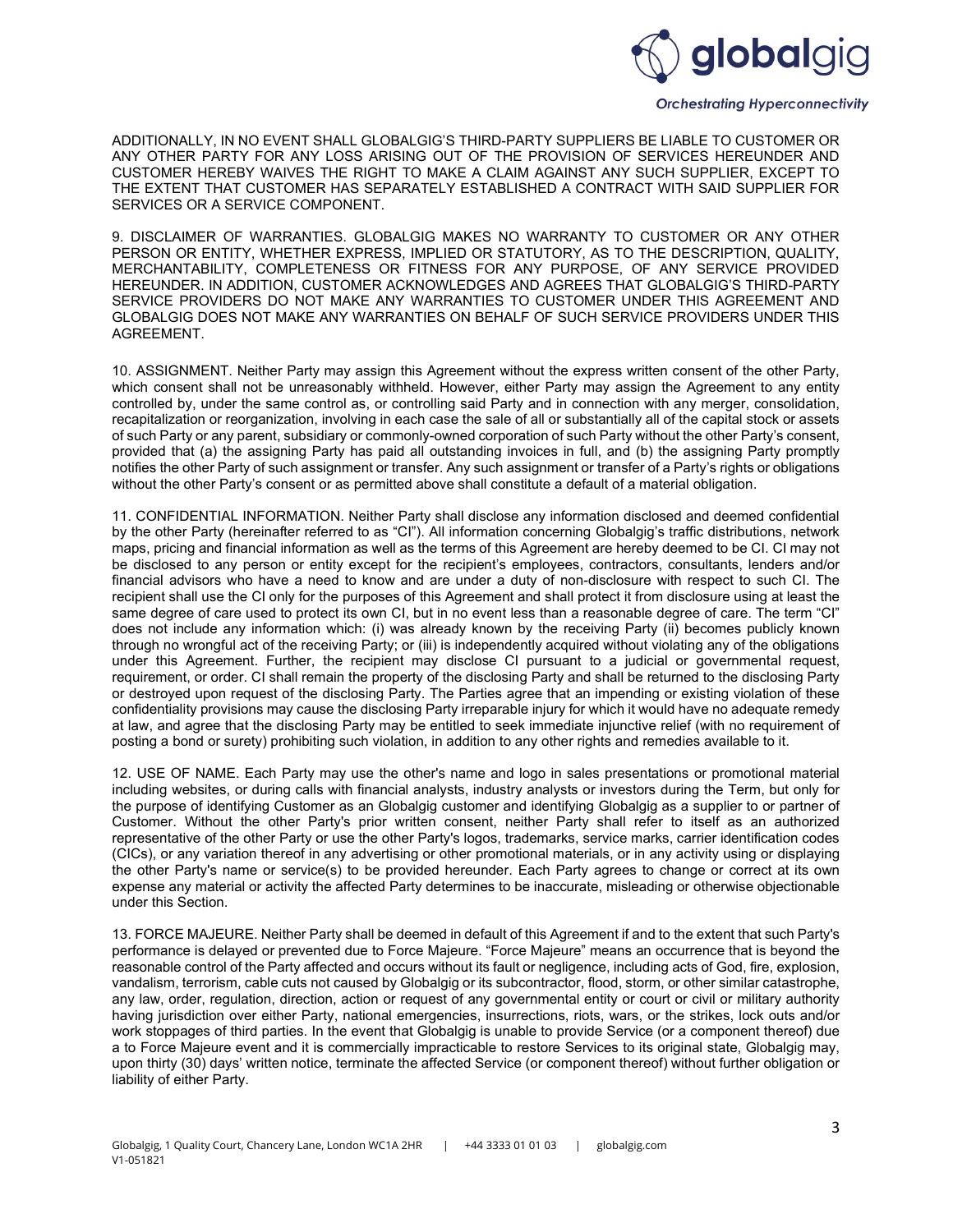ADDITIONALLY, IN NO EVENT SHALL GLOBALGIG'S THIRD-PARTY SUPPLIERS BE LIABLE TO CUSTOMER OR ANY OTHER PARTY FOR ANY LOSS ARISING OUT OF THE PROVISION OF SERVICES HEREUNDER AND CUSTOMER HEREBY WAIVES THE RIGHT TO MAKE A CLAIM AGAINST ANY SUCH SUPPLIER, EXCEPT TO THE EXTENT THAT CUSTOMER HAS SEPARATELY ESTABLISHED A CONTRACT WITH SAID SUPPLIER FOR SERVICES OR A SERVICE COMPONENT.

9. DISCLAIMER OF WARRANTIES. GLOBALGIG MAKES NO WARRANTY TO CUSTOMER OR ANY OTHER PERSON OR ENTITY, WHETHER EXPRESS, IMPLIED OR STATUTORY, AS TO THE DESCRIPTION, QUALITY, MERCHANTABILITY, COMPLETENESS OR FITNESS FOR ANY PURPOSE, OF ANY SERVICE PROVIDED HEREUNDER. IN ADDITION, CUSTOMER ACKNOWLEDGES AND AGREES THAT GLOBALGIG'S THIRD-PARTY SERVICE PROVIDERS DO NOT MAKE ANY WARRANTIES TO CUSTOMER UNDER THIS AGREEMENT AND GLOBALGIG DOES NOT MAKE ANY WARRANTIES ON BEHALF OF SUCH SERVICE PROVIDERS UNDER THIS AGREEMENT.

10. ASSIGNMENT. Neither Party may assign this Agreement without the express written consent of the other Party, which consent shall not be unreasonably withheld. However, either Party may assign the Agreement to any entity controlled by, under the same control as, or controlling said Party and in connection with any merger, consolidation, recapitalization or reorganization, involving in each case the sale of all or substantially all of the capital stock or assets of such Party or any parent, subsidiary or commonly-owned corporation of such Party without the other Party's consent, provided that (a) the assigning Party has paid all outstanding invoices in full, and (b) the assigning Party promptly notifies the other Party of such assignment or transfer. Any such assignment or transfer of a Party's rights or obligations without the other Party's consent or as permitted above shall constitute a default of a material obligation.

11. CONFIDENTIAL INFORMATION. Neither Party shall disclose any information disclosed and deemed confidential by the other Party (hereinafter referred to as "CI"). All information concerning Globalgig's traffic distributions, network maps, pricing and financial information as well as the terms of this Agreement are hereby deemed to be CI. CI may not be disclosed to any person or entity except for the recipient's employees, contractors, consultants, lenders and/or financial advisors who have a need to know and are under a duty of non-disclosure with respect to such CI. The recipient shall use the CI only for the purposes of this Agreement and shall protect it from disclosure using at least the same degree of care used to protect its own CI, but in no event less than a reasonable degree of care. The term "CI" does not include any information which: (i) was already known by the receiving Party (ii) becomes publicly known through no wrongful act of the receiving Party; or (iii) is independently acquired without violating any of the obligations under this Agreement. Further, the recipient may disclose CI pursuant to a judicial or governmental request, requirement, or order. CI shall remain the property of the disclosing Party and shall be returned to the disclosing Party or destroyed upon request of the disclosing Party. The Parties agree that an impending or existing violation of these confidentiality provisions may cause the disclosing Party irreparable injury for which it would have no adequate remedy at law, and agree that the disclosing Party may be entitled to seek immediate injunctive relief (with no requirement of posting a bond or surety) prohibiting such violation, in addition to any other rights and remedies available to it.

12. USE OF NAME. Each Party may use the other's name and logo in sales presentations or promotional material including websites, or during calls with financial analysts, industry analysts or investors during the Term, but only for the purpose of identifying Customer as an Globalgig customer and identifying Globalgig as a supplier to or partner of Customer. Without the other Party's prior written consent, neither Party shall refer to itself as an authorized representative of the other Party or use the other Party's logos, trademarks, service marks, carrier identification codes (CICs), or any variation thereof in any advertising or other promotional materials, or in any activity using or displaying the other Party's name or service(s) to be provided hereunder. Each Party agrees to change or correct at its own expense any material or activity the affected Party determines to be inaccurate, misleading or otherwise objectionable under this Section.

13. FORCE MAJEURE. Neither Party shall be deemed in default of this Agreement if and to the extent that such Party's performance is delayed or prevented due to Force Majeure. "Force Majeure" means an occurrence that is beyond the reasonable control of the Party affected and occurs without its fault or negligence, including acts of God, fire, explosion, vandalism, terrorism, cable cuts not caused by Globalgig or its subcontractor, flood, storm, or other similar catastrophe, any law, order, regulation, direction, action or request of any governmental entity or court or civil or military authority having jurisdiction over either Party, national emergencies, insurrections, riots, wars, or the strikes, lock outs and/or work stoppages of third parties. In the event that Globalgig is unable to provide Service (or a component thereof) due a to Force Majeure event and it is commercially impracticable to restore Services to its original state, Globalgig may, upon thirty (30) days' written notice, terminate the affected Service (or component thereof) without further obligation or liability of either Party.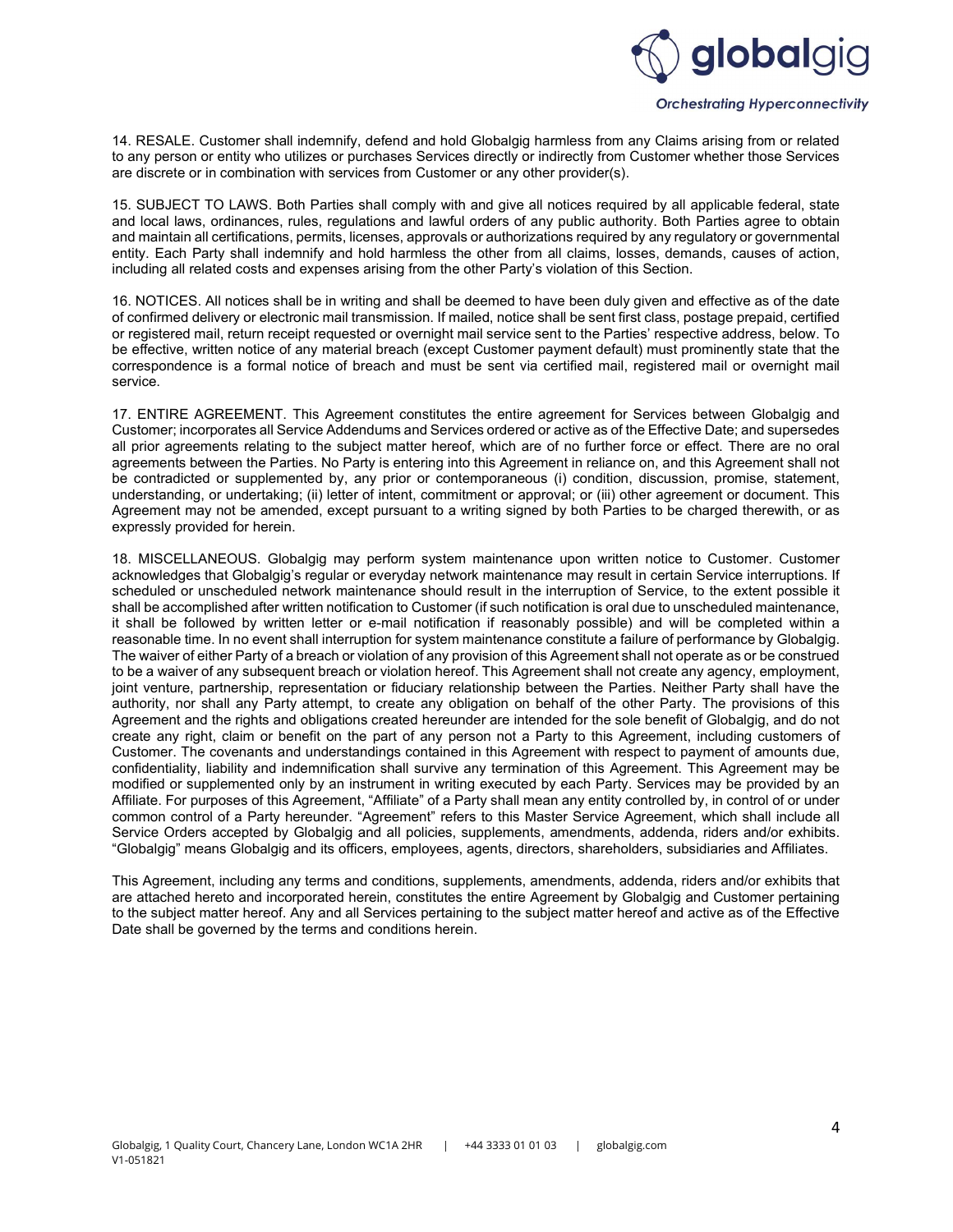14. RESALE. Customer shall indemnify, defend and hold Globalgig harmless from any Claims arising from or related to any person or entity who utilizes or purchases Services directly or indirectly from Customer whether those Services are discrete or in combination with services from Customer or any other provider(s).

15. SUBJECT TO LAWS. Both Parties shall comply with and give all notices required by all applicable federal, state and local laws, ordinances, rules, regulations and lawful orders of any public authority. Both Parties agree to obtain and maintain all certifications, permits, licenses, approvals or authorizations required by any regulatory or governmental entity. Each Party shall indemnify and hold harmless the other from all claims, losses, demands, causes of action, including all related costs and expenses arising from the other Party's violation of this Section.

16. NOTICES. All notices shall be in writing and shall be deemed to have been duly given and effective as of the date of confirmed delivery or electronic mail transmission. If mailed, notice shall be sent first class, postage prepaid, certified or registered mail, return receipt requested or overnight mail service sent to the Parties' respective address, below. To be effective, written notice of any material breach (except Customer payment default) must prominently state that the correspondence is a formal notice of breach and must be sent via certified mail, registered mail or overnight mail service.

17. ENTIRE AGREEMENT. This Agreement constitutes the entire agreement for Services between Globalgig and Customer; incorporates all Service Addendums and Services ordered or active as of the Effective Date; and supersedes all prior agreements relating to the subject matter hereof, which are of no further force or effect. There are no oral agreements between the Parties. No Party is entering into this Agreement in reliance on, and this Agreement shall not be contradicted or supplemented by, any prior or contemporaneous (i) condition, discussion, promise, statement, understanding, or undertaking; (ii) letter of intent, commitment or approval; or (iii) other agreement or document. This Agreement may not be amended, except pursuant to a writing signed by both Parties to be charged therewith, or as expressly provided for herein.

18. MISCELLANEOUS. Globalgig may perform system maintenance upon written notice to Customer. Customer acknowledges that Globalgig's regular or everyday network maintenance may result in certain Service interruptions. If scheduled or unscheduled network maintenance should result in the interruption of Service, to the extent possible it shall be accomplished after written notification to Customer (if such notification is oral due to unscheduled maintenance, it shall be followed by written letter or e-mail notification if reasonably possible) and will be completed within a reasonable time. In no event shall interruption for system maintenance constitute a failure of performance by Globalgig. The waiver of either Party of a breach or violation of any provision of this Agreement shall not operate as or be construed to be a waiver of any subsequent breach or violation hereof. This Agreement shall not create any agency, employment, joint venture, partnership, representation or fiduciary relationship between the Parties. Neither Party shall have the authority, nor shall any Party attempt, to create any obligation on behalf of the other Party. The provisions of this Agreement and the rights and obligations created hereunder are intended for the sole benefit of Globalgig, and do not create any right, claim or benefit on the part of any person not a Party to this Agreement, including customers of Customer. The covenants and understandings contained in this Agreement with respect to payment of amounts due, confidentiality, liability and indemnification shall survive any termination of this Agreement. This Agreement may be modified or supplemented only by an instrument in writing executed by each Party. Services may be provided by an Affiliate. For purposes of this Agreement, "Affiliate" of a Party shall mean any entity controlled by, in control of or under common control of a Party hereunder. "Agreement" refers to this Master Service Agreement, which shall include all Service Orders accepted by Globalgig and all policies, supplements, amendments, addenda, riders and/or exhibits. "Globalgig" means Globalgig and its officers, employees, agents, directors, shareholders, subsidiaries and Affiliates.

This Agreement, including any terms and conditions, supplements, amendments, addenda, riders and/or exhibits that are attached hereto and incorporated herein, constitutes the entire Agreement by Globalgig and Customer pertaining to the subject matter hereof. Any and all Services pertaining to the subject matter hereof and active as of the Effective Date shall be governed by the terms and conditions herein.